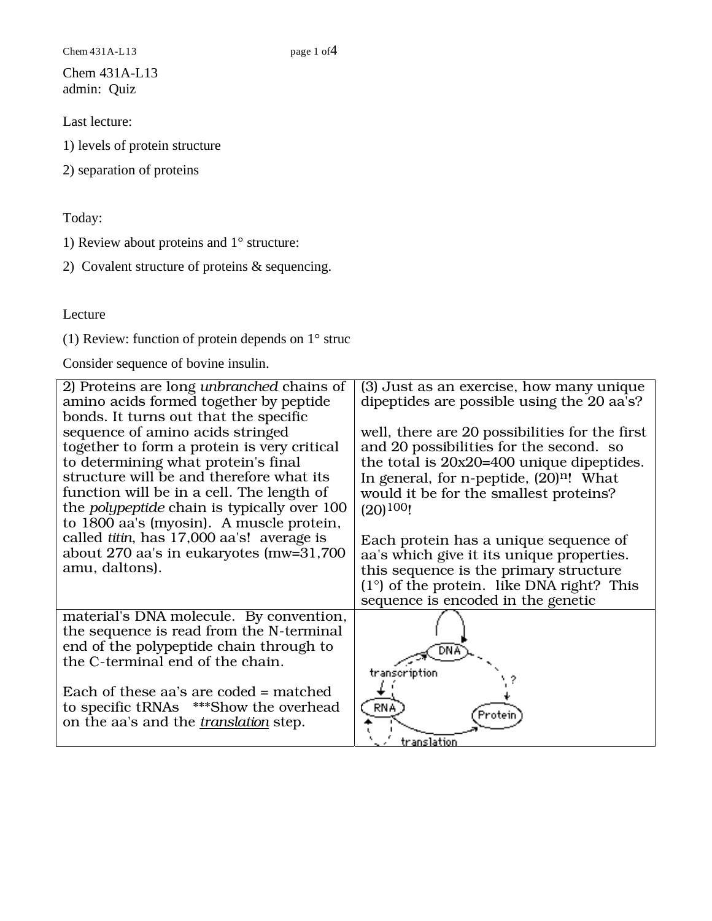Chem 431A-L13
admin: Quiz

Last lecture:

1) levels of protein structure

2) separation of proteins

Today:

1) Review about proteins and 1° structure:

2) Covalent structure of proteins & sequencing.

Lecture

(1) Review: function of protein depends on 1° struc

Consider sequence of bovine insulin.

2) Proteins are long *unbranched* chains of amino acids formed together by peptide bonds. It turns out that the specific sequence of amino acids stringed together to form a protein is very critical to determining what protein's final structure will be and therefore what its function will be in a cell. The length of the *polypeptide* chain is typically over 100 to 1800 aa's (myosin). A muscle protein, called *titin*, has 17,000 aa's! average is about 270 aa's in eukaryotes (mw=31,700 amu, daltons).

(3) Just as an exercise, how many unique dipeptides are possible using the 20 aa's?

well, there are 20 possibilities for the first and 20 possibilities for the second. so the total is 20x20=400 unique dipeptides. In general, for n-peptide, $(20)^n$! What would it be for the smallest proteins? $(20)^{100}$!

Each protein has a unique sequence of aa's which give it its unique properties. this sequence is the primary structure (1°) of the protein. like DNA right? This sequence is encoded in the genetic material's DNA molecule. By convention, the sequence is read from the N-terminal end of the polypeptide chain through to the C-terminal end of the chain.

Each of these aa's are coded = matched to specific tRNAs ***Show the overhead on the aa's and the <u>*translation*</u> step.

DNA → (transcription) → RNA → (translation) → Protein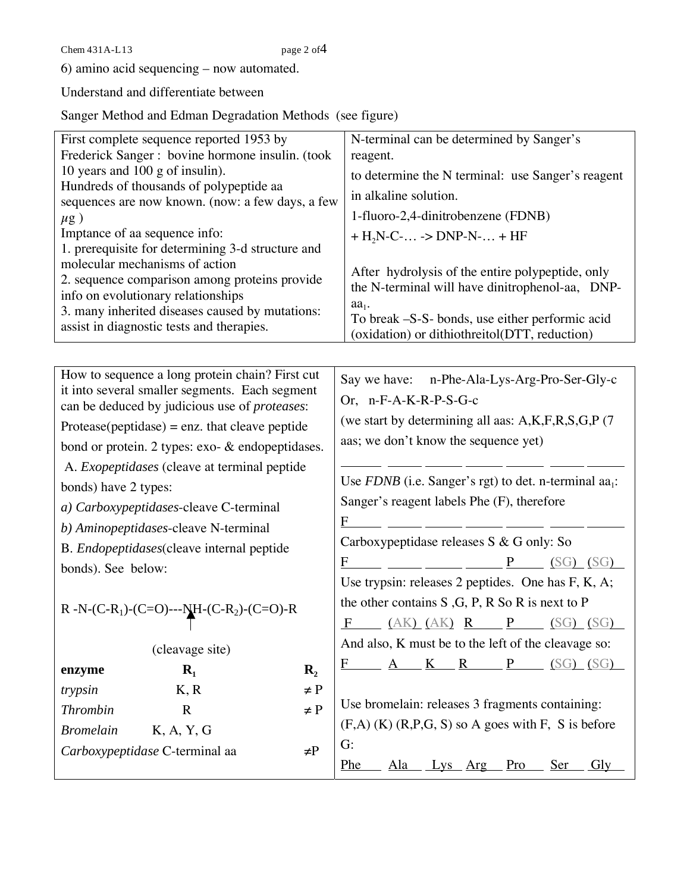6) amino acid sequencing – now automated.

Understand and differentiate between

Sanger Method and Edman Degradation Methods (see figure)

First complete sequence reported 1953 by Frederick Sanger : bovine hormone insulin. (took 10 years and 100 g of insulin).
Hundreds of thousands of polypeptide aa sequences are now known. (now: a few days, a few $\mu$g )
Imptance of aa sequence info:
1. prerequisite for determining 3-d structure and molecular mechanisms of action
2. sequence comparison among proteins provide info on evolutionary relationships
3. many inherited diseases caused by mutations: assist in diagnostic tests and therapies.

N-terminal can be determined by Sanger's reagent.

to determine the N terminal: use Sanger's reagent in alkaline solution.

1-fluoro-2,4-dinitrobenzene (FDNB)

+ $H_2N$-C-… -> DNP-N-… + HF

After hydrolysis of the entire polypeptide, only the N-terminal will have dinitrophenol-aa, DNP-$aa_1$.
To break –S-S- bonds, use either performic acid (oxidation) or dithiothreitol(DTT, reduction)

How to sequence a long protein chain? First cut it into several smaller segments. Each segment can be deduced by judicious use of *proteases*:

Protease(peptidase) = enz. that cleave peptide bond or protein. 2 types: exo- & endopeptidases.

A. *Exopeptidases* (cleave at terminal peptide bonds) have 2 types:

*a) Carboxypeptidases*-cleave C-terminal

*b) Aminopeptidases*-cleave N-terminal

B. *Endopeptidases*(cleave internal peptide bonds). See below:

R -N-(C-$R_1$)-(C=O)---NH-(C-$R_2$)-(C=O)-R

(cleavage site)

| enzyme | $R_1$ | $R_2$ |
|---|---|---|
| *trypsin* | K, R | ≠ P |
| *Thrombin* | R | ≠ P |
| *Bromelain* | K, A, Y, G | |
| *Carboxypeptidase* | C-terminal aa | ≠P |

Say we have: n-Phe-Ala-Lys-Arg-Pro-Ser-Gly-c
Or, n-F-A-K-R-P-S-G-c
(we start by determining all aas: A,K,F,R,S,G,P (7 aas; we don't know the sequence yet)

\_\_\_ \_\_\_ \_\_\_ \_\_\_ \_\_\_ \_\_\_ \_\_\_

Use *FDNB* (i.e. Sanger's rgt) to det. n-terminal $aa_1$:
Sanger's reagent labels Phe (F), therefore

F \_\_\_ \_\_\_ \_\_\_ \_\_\_ \_\_\_ \_\_\_

Carboxypeptidase releases S & G only: So

F \_\_\_ \_\_\_ \_\_\_ P (SG) (SG)

Use trypsin: releases 2 peptides. One has F, K, A; the other contains S ,G, P, R So R is next to P

F (AK) (AK) R P (SG) (SG)

And also, K must be to the left of the cleavage so:

F A K R P (SG) (SG)

Use bromelain: releases 3 fragments containing: (F,A) (K) (R,P,G, S) so A goes with F, S is before G:

Phe Ala Lys Arg Pro Ser Gly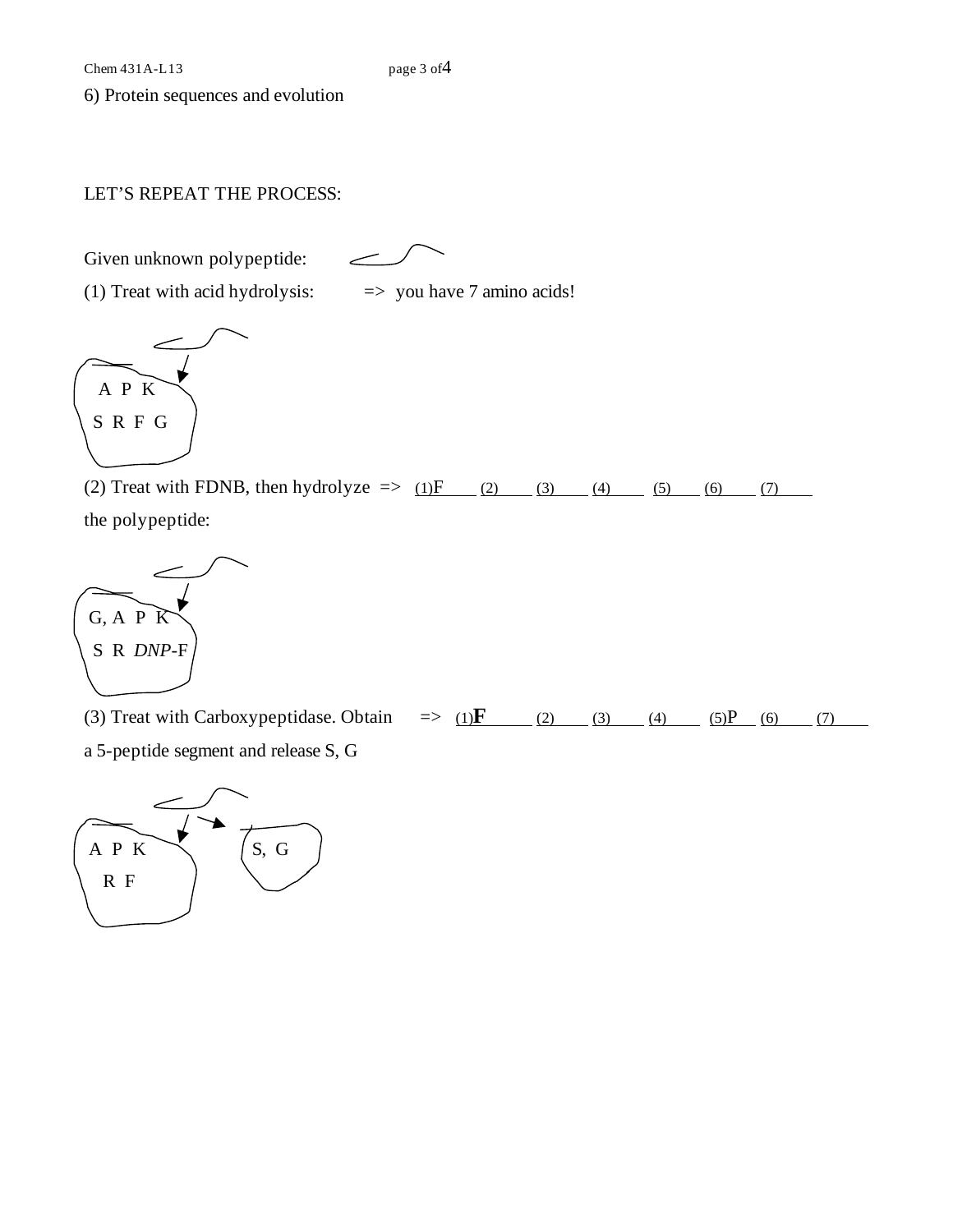6) Protein sequences and evolution

LET'S REPEAT THE PROCESS:

Given unknown polypeptide:

(1) Treat with acid hydrolysis: => you have 7 amino acids!

A P K
S R F G

(2) Treat with FDNB, then hydrolyze the polypeptide: => (1)F ____ (2) ____ (3) ____ (4) ____ (5) ____ (6) ____ (7) ____

G, A P K
S R *DNP*-F

(3) Treat with Carboxypeptidase. Obtain a 5-peptide segment and release S, G => (1)**F** ____ (2) ____ (3) ____ (4) ____ (5)P ____ (6) ____ (7) ____

A P K
R F

S, G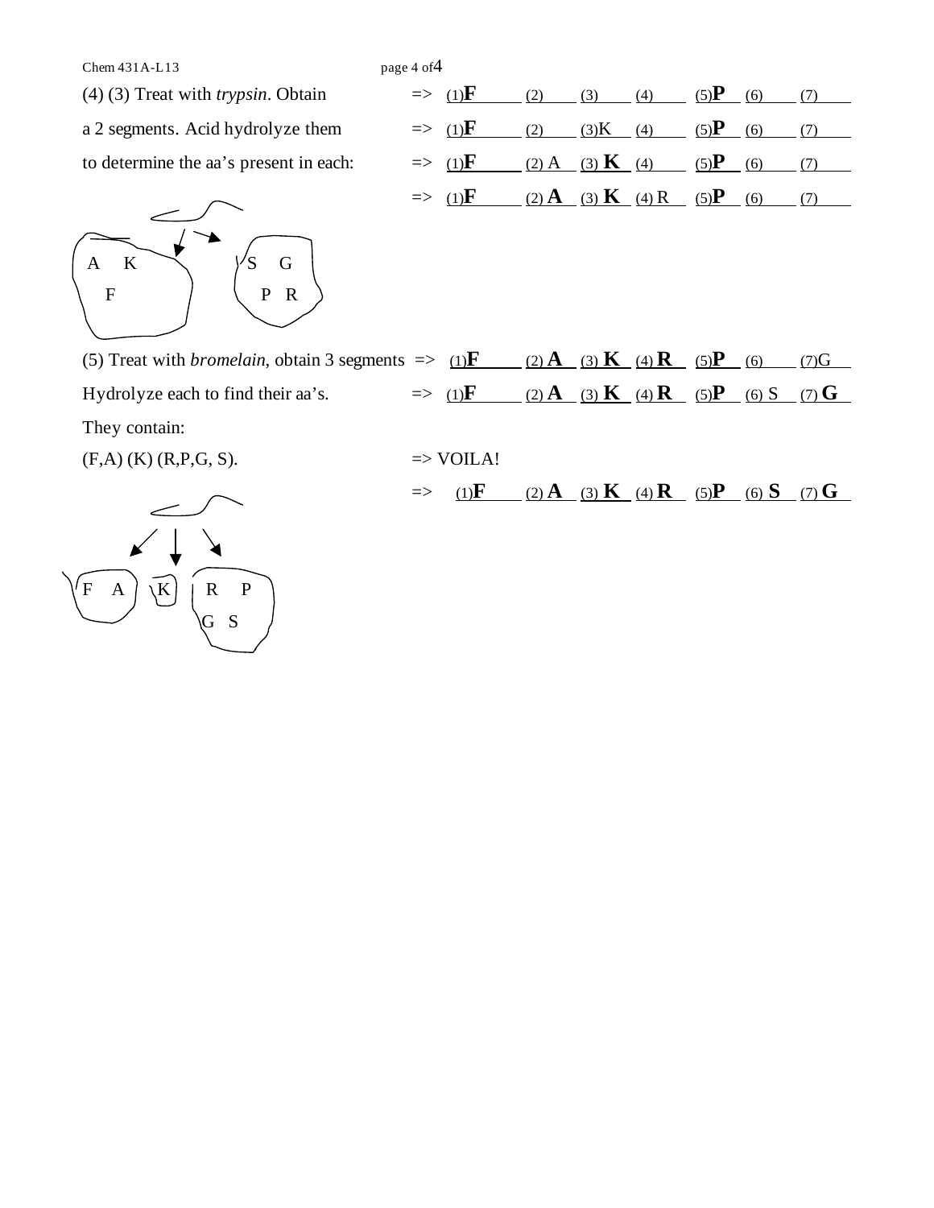(4) (3) Treat with *trypsin*. Obtain a 2 segments. Acid hydrolyze them to determine the aa's present in each:

=> (1)**F** (2) (3) (4) (5)**P** (6) (7)

=> (1)**F** (2) (3)K (4) (5)**P** (6) (7)

=> (1)**F** (2) A (3) **K** (4) (5)**P** (6) (7)

=> (1)**F** (2) **A** (3) **K** (4) R (5)**P** (6) (7)

A K F | S G P R

(5) Treat with *bromelain*, obtain 3 segments => (1)**F** (2) **A** (3) **K** (4) **R** (5)**P** (6) (7)G

Hydrolyze each to find their aa's. => (1)**F** (2) **A** (3) **K** (4) **R** (5)**P** (6) S (7) **G**

They contain:

(F,A) (K) (R,P,G, S). => VOILA!

=> (1)**F** (2) **A** (3) **K** (4) **R** (5)**P** (6) **S** (7) **G**

F A | K | R P G S